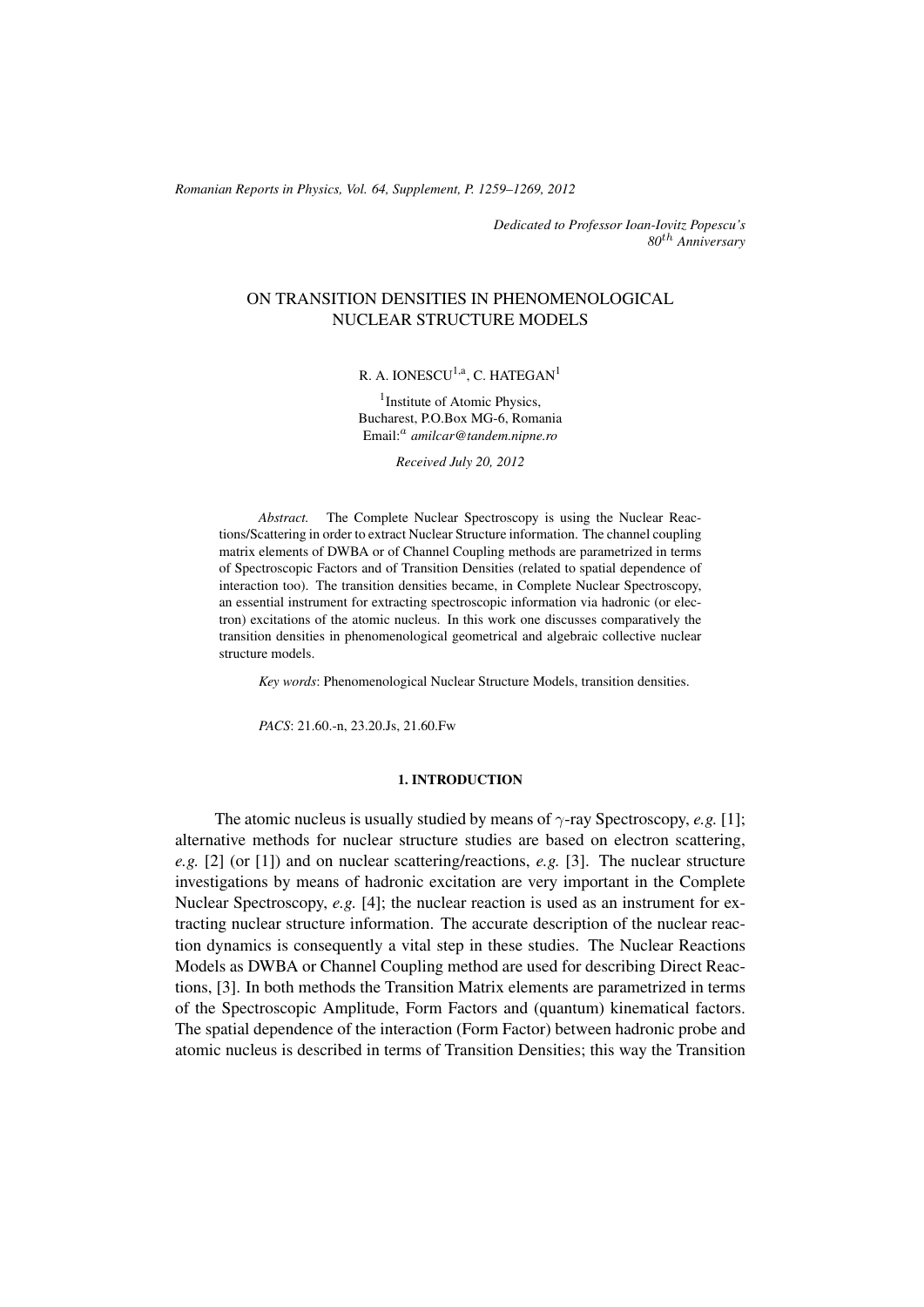*Dedicated to Professor Ioan-Iovitz Popescu's $80^{th}$ Anniversary*

# ON TRANSITION DENSITIES IN PHENOMENOLOGICAL NUCLEAR STRUCTURE MODELS

R. A. IONESCU[1,a], C. HATEGAN[1]

[1]Institute of Atomic Physics,
Bucharest, P.O.Box MG-6, Romania
Email:[a] *amilcar@tandem.nipne.ro*

*Received July 20, 2012*

*Abstract.* The Complete Nuclear Spectroscopy is using the Nuclear Reactions/Scattering in order to extract Nuclear Structure information. The channel coupling matrix elements of DWBA or of Channel Coupling methods are parametrized in terms of Spectroscopic Factors and of Transition Densities (related to spatial dependence of interaction too). The transition densities became, in Complete Nuclear Spectroscopy, an essential instrument for extracting spectroscopic information via hadronic (or electron) excitations of the atomic nucleus. In this work one discusses comparatively the transition densities in phenomenological geometrical and algebraic collective nuclear structure models.

*Key words*: Phenomenological Nuclear Structure Models, transition densities.

*PACS*: 21.60.-n, 23.20.Js, 21.60.Fw

## 1. INTRODUCTION

The atomic nucleus is usually studied by means of $\gamma$-ray Spectroscopy, *e.g.* [1]; alternative methods for nuclear structure studies are based on electron scattering, *e.g.* [2] (or [1]) and on nuclear scattering/reactions, *e.g.* [3]. The nuclear structure investigations by means of hadronic excitation are very important in the Complete Nuclear Spectroscopy, *e.g.* [4]; the nuclear reaction is used as an instrument for extracting nuclear structure information. The accurate description of the nuclear reaction dynamics is consequently a vital step in these studies. The Nuclear Reactions Models as DWBA or Channel Coupling method are used for describing Direct Reactions, [3]. In both methods the Transition Matrix elements are parametrized in terms of the Spectroscopic Amplitude, Form Factors and (quantum) kinematical factors. The spatial dependence of the interaction (Form Factor) between hadronic probe and atomic nucleus is described in terms of Transition Densities; this way the Transition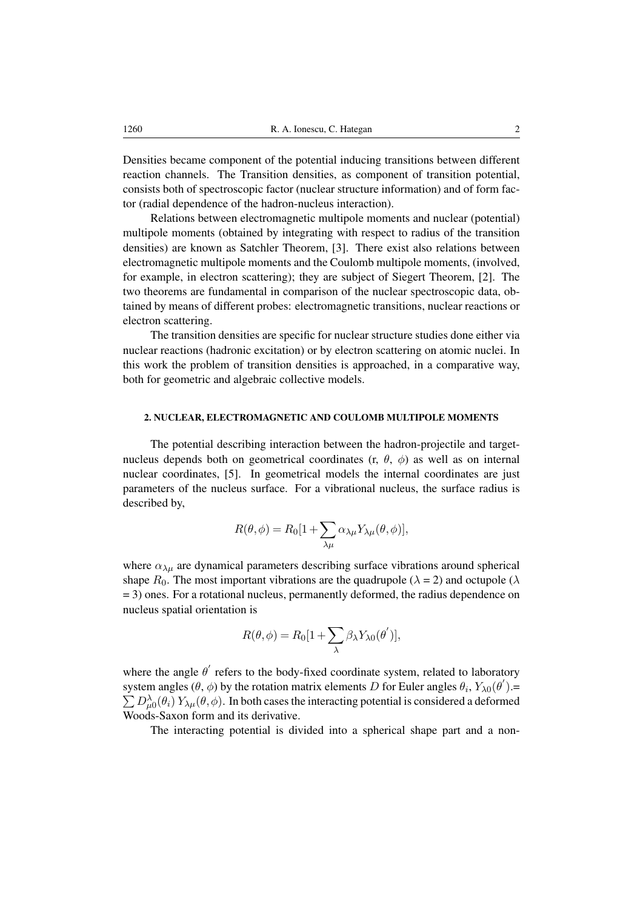Densities became component of the potential inducing transitions between different reaction channels. The Transition densities, as component of transition potential, consists both of spectroscopic factor (nuclear structure information) and of form factor (radial dependence of the hadron-nucleus interaction).

Relations between electromagnetic multipole moments and nuclear (potential) multipole moments (obtained by integrating with respect to radius of the transition densities) are known as Satchler Theorem, [3]. There exist also relations between electromagnetic multipole moments and the Coulomb multipole moments, (involved, for example, in electron scattering); they are subject of Siegert Theorem, [2]. The two theorems are fundamental in comparison of the nuclear spectroscopic data, obtained by means of different probes: electromagnetic transitions, nuclear reactions or electron scattering.

The transition densities are specific for nuclear structure studies done either via nuclear reactions (hadronic excitation) or by electron scattering on atomic nuclei. In this work the problem of transition densities is approached, in a comparative way, both for geometric and algebraic collective models.

## 2. NUCLEAR, ELECTROMAGNETIC AND COULOMB MULTIPOLE MOMENTS

The potential describing interaction between the hadron-projectile and target-nucleus depends both on geometrical coordinates (r, $\theta$, $\phi$) as well as on internal nuclear coordinates, [5]. In geometrical models the internal coordinates are just parameters of the nucleus surface. For a vibrational nucleus, the surface radius is described by,

$$R(\theta,\phi) = R_0[1 + \sum_{\lambda\mu} \alpha_{\lambda\mu} Y_{\lambda\mu}(\theta,\phi)],$$

where $\alpha_{\lambda\mu}$ are dynamical parameters describing surface vibrations around spherical shape $R_0$. The most important vibrations are the quadrupole ($\lambda$ = 2) and octupole ($\lambda$ = 3) ones. For a rotational nucleus, permanently deformed, the radius dependence on nucleus spatial orientation is

$$R(\theta,\phi) = R_0[1 + \sum_{\lambda} \beta_{\lambda} Y_{\lambda 0}(\theta^{'})],$$

where the angle $\theta^{'}$ refers to the body-fixed coordinate system, related to laboratory system angles ($\theta$, $\phi$) by the rotation matrix elements $D$ for Euler angles $\theta_i$, $Y_{\lambda 0}(\theta^{'})$.= $\sum D^{\lambda}_{\mu 0}(\theta_i)\, Y_{\lambda\mu}(\theta,\phi)$. In both cases the interacting potential is considered a deformed Woods-Saxon form and its derivative.

The interacting potential is divided into a spherical shape part and a non-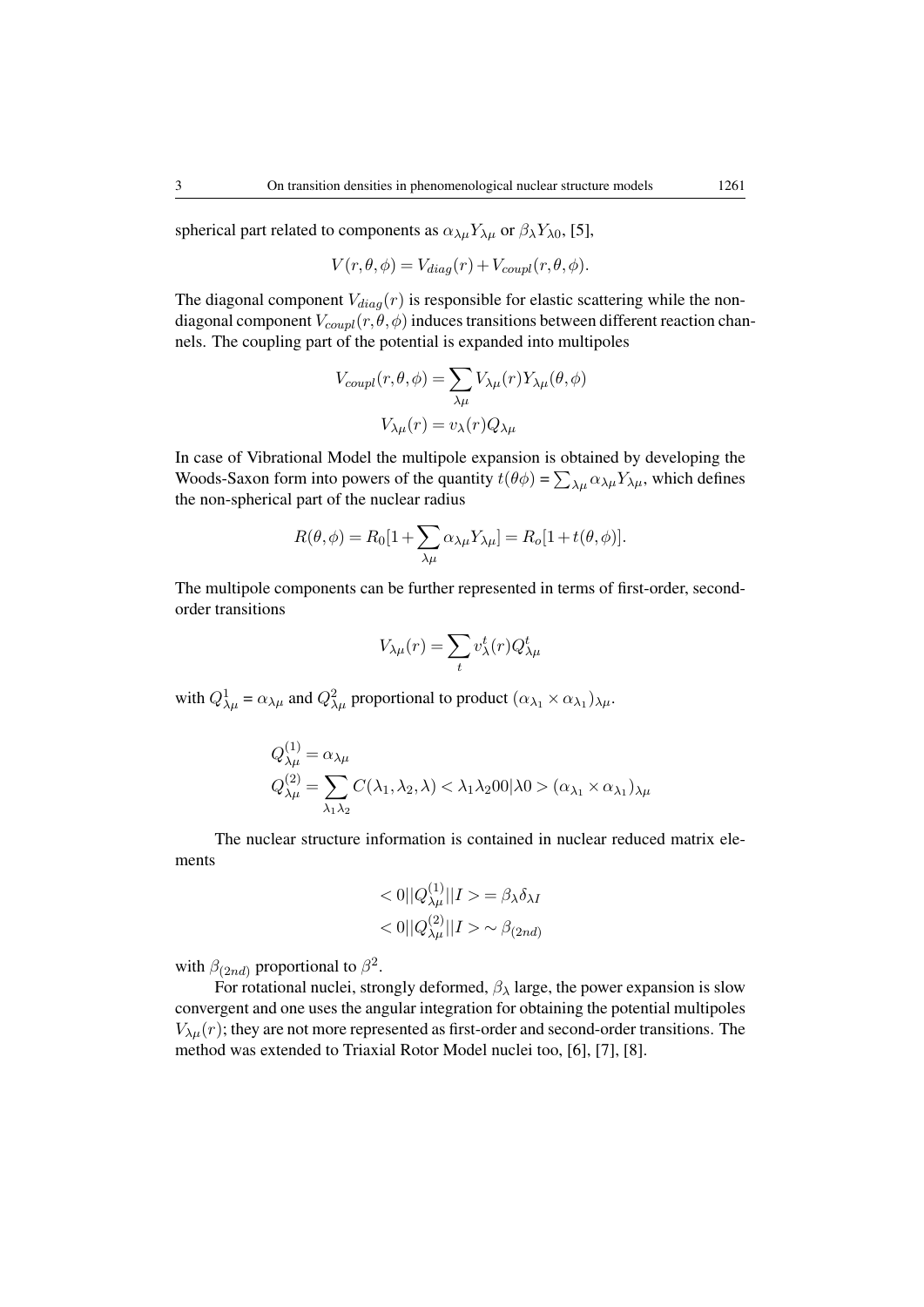spherical part related to components as $\alpha_{\lambda\mu} Y_{\lambda\mu}$ or $\beta_\lambda Y_{\lambda 0}$, [5],

$$V(r,\theta,\phi) = V_{diag}(r) + V_{coupl}(r,\theta,\phi).$$

The diagonal component $V_{diag}(r)$ is responsible for elastic scattering while the non-diagonal component $V_{coupl}(r,\theta,\phi)$ induces transitions between different reaction channels. The coupling part of the potential is expanded into multipoles

$$V_{coupl}(r,\theta,\phi) = \sum_{\lambda\mu} V_{\lambda\mu}(r) Y_{\lambda\mu}(\theta,\phi)$$
$$V_{\lambda\mu}(r) = v_\lambda(r) Q_{\lambda\mu}$$

In case of Vibrational Model the multipole expansion is obtained by developing the Woods-Saxon form into powers of the quantity $t(\theta\phi) = \sum_{\lambda\mu} \alpha_{\lambda\mu} Y_{\lambda\mu}$, which defines the non-spherical part of the nuclear radius

$$R(\theta,\phi) = R_0[1 + \sum_{\lambda\mu} \alpha_{\lambda\mu} Y_{\lambda\mu}] = R_o[1 + t(\theta,\phi)].$$

The multipole components can be further represented in terms of first-order, second-order transitions

$$V_{\lambda\mu}(r) = \sum_t v_\lambda^t(r) Q_{\lambda\mu}^t$$

with $Q^1_{\lambda\mu} = \alpha_{\lambda\mu}$ and $Q^2_{\lambda\mu}$ proportional to product $(\alpha_{\lambda_1} \times \alpha_{\lambda_1})_{\lambda\mu}$.

$$Q^{(1)}_{\lambda\mu} = \alpha_{\lambda\mu}$$
$$Q^{(2)}_{\lambda\mu} = \sum_{\lambda_1\lambda_2} C(\lambda_1,\lambda_2,\lambda) < \lambda_1\lambda_2 00|\lambda 0 > (\alpha_{\lambda_1} \times \alpha_{\lambda_1})_{\lambda\mu}$$

The nuclear structure information is contained in nuclear reduced matrix elements

$$< 0||Q^{(1)}_{\lambda\mu}||I > = \beta_\lambda \delta_{\lambda I}$$
$$< 0||Q^{(2)}_{\lambda\mu}||I > \sim \beta_{(2nd)}$$

with $\beta_{(2nd)}$ proportional to $\beta^2$.

For rotational nuclei, strongly deformed, $\beta_\lambda$ large, the power expansion is slow convergent and one uses the angular integration for obtaining the potential multipoles $V_{\lambda\mu}(r)$; they are not more represented as first-order and second-order transitions. The method was extended to Triaxial Rotor Model nuclei too, [6], [7], [8].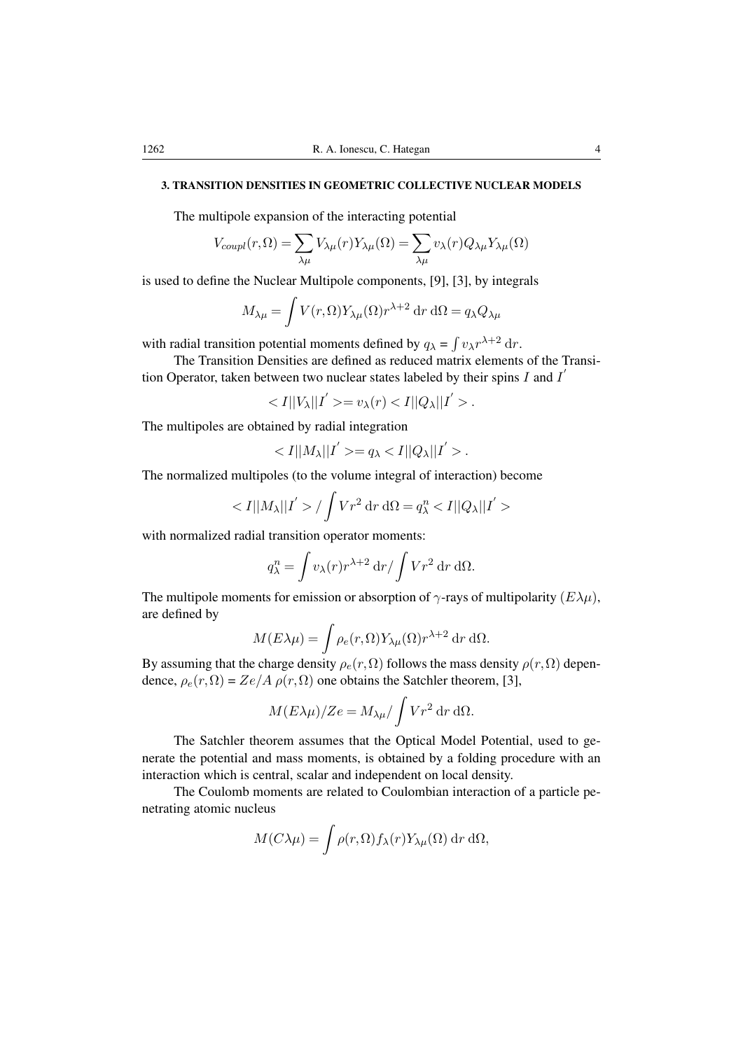### 3. TRANSITION DENSITIES IN GEOMETRIC COLLECTIVE NUCLEAR MODELS

The multipole expansion of the interacting potential

$$V_{coupl}(r,\Omega) = \sum_{\lambda\mu} V_{\lambda\mu}(r) Y_{\lambda\mu}(\Omega) = \sum_{\lambda\mu} v_\lambda(r) Q_{\lambda\mu} Y_{\lambda\mu}(\Omega)$$

is used to define the Nuclear Multipole components, [9], [3], by integrals

$$M_{\lambda\mu} = \int V(r,\Omega) Y_{\lambda\mu}(\Omega) r^{\lambda+2}\, \mathrm{d}r\, \mathrm{d}\Omega = q_\lambda Q_{\lambda\mu}$$

with radial transition potential moments defined by $q_\lambda = \int v_\lambda r^{\lambda+2}\, \mathrm{d}r$.

The Transition Densities are defined as reduced matrix elements of the Transition Operator, taken between two nuclear states labeled by their spins $I$ and $I'$

$$< I||V_\lambda||I' >= v_\lambda(r) < I||Q_\lambda||I' > .$$

The multipoles are obtained by radial integration

$$< I||M_\lambda||I' >= q_\lambda < I||Q_\lambda||I' > .$$

The normalized multipoles (to the volume integral of interaction) become

$$< I||M_\lambda||I' > / \int V r^2\, \mathrm{d}r\, \mathrm{d}\Omega = q_\lambda^n < I||Q_\lambda||I' >$$

with normalized radial transition operator moments:

$$q_\lambda^n = \int v_\lambda(r) r^{\lambda+2}\, \mathrm{d}r / \int V r^2\, \mathrm{d}r\, \mathrm{d}\Omega.$$

The multipole moments for emission or absorption of $\gamma$-rays of multipolarity $(E\lambda\mu)$, are defined by

$$M(E\lambda\mu) = \int \rho_e(r,\Omega) Y_{\lambda\mu}(\Omega) r^{\lambda+2}\, \mathrm{d}r\, \mathrm{d}\Omega.$$

By assuming that the charge density $\rho_e(r,\Omega)$ follows the mass density $\rho(r,\Omega)$ dependence, $\rho_e(r,\Omega) = Ze/A\, \rho(r,\Omega)$ one obtains the Satchler theorem, [3],

$$M(E\lambda\mu)/Ze = M_{\lambda\mu} / \int V r^2\, \mathrm{d}r\, \mathrm{d}\Omega.$$

The Satchler theorem assumes that the Optical Model Potential, used to generate the potential and mass moments, is obtained by a folding procedure with an interaction which is central, scalar and independent on local density.

The Coulomb moments are related to Coulombian interaction of a particle penetrating atomic nucleus

$$M(C\lambda\mu) = \int \rho(r,\Omega) f_\lambda(r) Y_{\lambda\mu}(\Omega)\, \mathrm{d}r\, \mathrm{d}\Omega,$$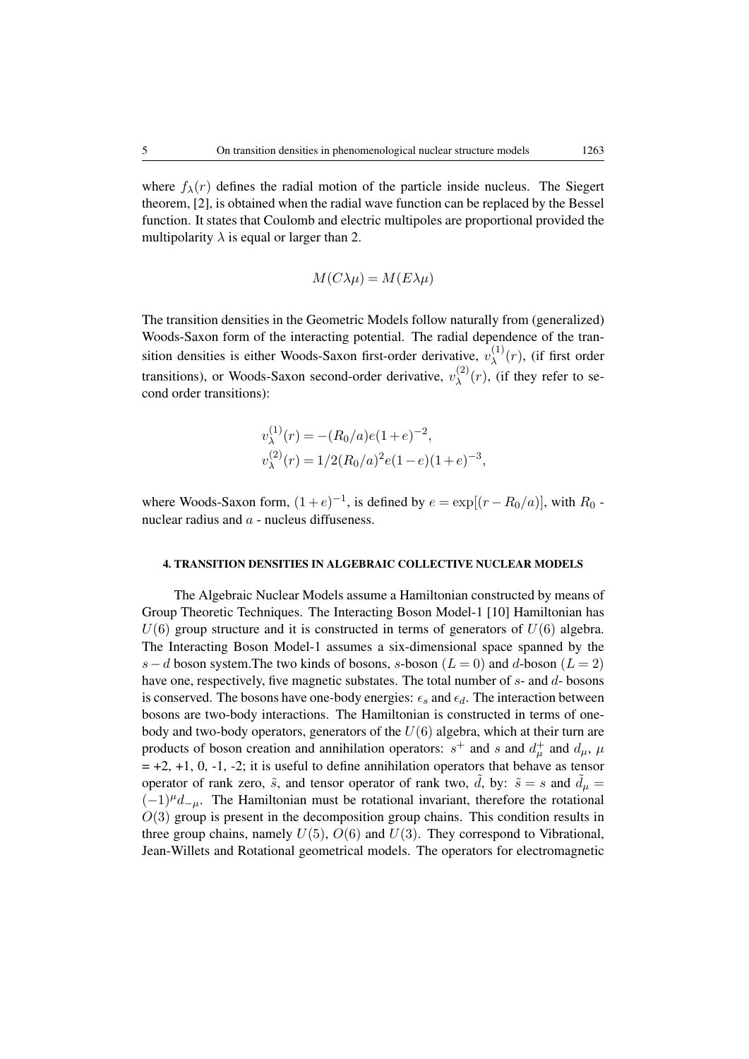where $f_\lambda(r)$ defines the radial motion of the particle inside nucleus. The Siegert theorem, [2], is obtained when the radial wave function can be replaced by the Bessel function. It states that Coulomb and electric multipoles are proportional provided the multipolarity $\lambda$ is equal or larger than 2.

$$M(C\lambda\mu) = M(E\lambda\mu)$$

The transition densities in the Geometric Models follow naturally from (generalized) Woods-Saxon form of the interacting potential. The radial dependence of the transition densities is either Woods-Saxon first-order derivative, $v_\lambda^{(1)}(r)$, (if first order transitions), or Woods-Saxon second-order derivative, $v_\lambda^{(2)}(r)$, (if they refer to second order transitions):

$$v_\lambda^{(1)}(r) = -(R_0/a)e(1+e)^{-2},$$
$$v_\lambda^{(2)}(r) = 1/2(R_0/a)^2 e(1-e)(1+e)^{-3},$$

where Woods-Saxon form, $(1+e)^{-1}$, is defined by $e = \exp[(r - R_0/a)]$, with $R_0$ - nuclear radius and $a$ - nucleus diffuseness.

#### 4. TRANSITION DENSITIES IN ALGEBRAIC COLLECTIVE NUCLEAR MODELS

The Algebraic Nuclear Models assume a Hamiltonian constructed by means of Group Theoretic Techniques. The Interacting Boson Model-1 [10] Hamiltonian has $U(6)$ group structure and it is constructed in terms of generators of $U(6)$ algebra. The Interacting Boson Model-1 assumes a six-dimensional space spanned by the $s-d$ boson system.The two kinds of bosons, $s$-boson ($L=0$) and $d$-boson ($L=2$) have one, respectively, five magnetic substates. The total number of $s$- and $d$- bosons is conserved. The bosons have one-body energies: $\epsilon_s$ and $\epsilon_d$. The interaction between bosons are two-body interactions. The Hamiltonian is constructed in terms of one-body and two-body operators, generators of the $U(6)$ algebra, which at their turn are products of boson creation and annihilation operators: $s^+$ and $s$ and $d_\mu^+$ and $d_\mu$, $\mu$ = +2, +1, 0, -1, -2; it is useful to define annihilation operators that behave as tensor operator of rank zero, $\tilde{s}$, and tensor operator of rank two, $\tilde{d}$, by: $\tilde{s} = s$ and $\tilde{d}_\mu = (-1)^\mu d_{-\mu}$. The Hamiltonian must be rotational invariant, therefore the rotational $O(3)$ group is present in the decomposition group chains. This condition results in three group chains, namely $U(5)$, $O(6)$ and $U(3)$. They correspond to Vibrational, Jean-Willets and Rotational geometrical models. The operators for electromagnetic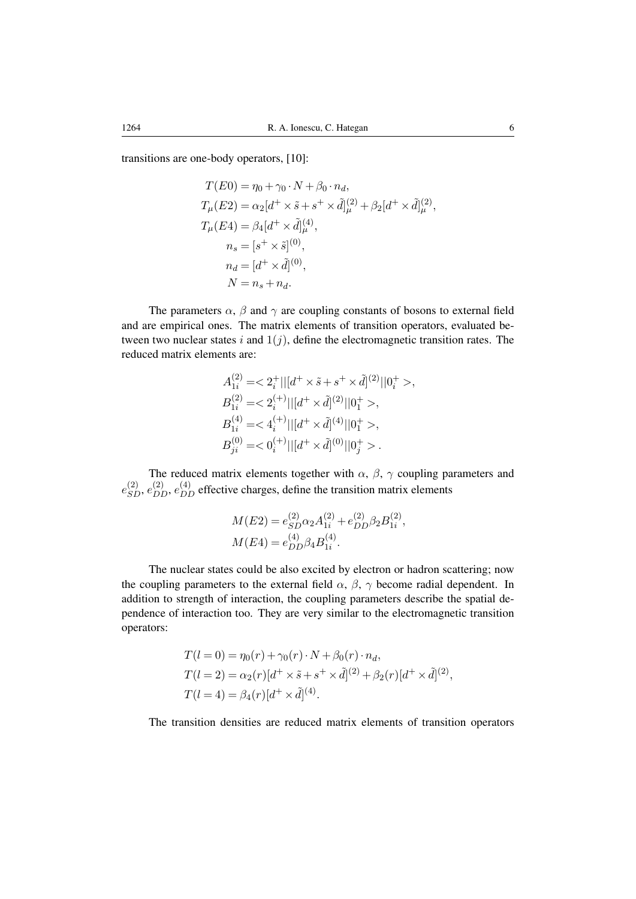transitions are one-body operators, [10]:

$$
\begin{aligned}
T(E0) &= \eta_0 + \gamma_0 \cdot N + \beta_0 \cdot n_d, \\
T_\mu(E2) &= \alpha_2 [d^+ \times \tilde{s} + s^+ \times \tilde{d}]^{(2)}_\mu + \beta_2 [d^+ \times \tilde{d}]^{(2)}_\mu, \\
T_\mu(E4) &= \beta_4 [d^+ \times \tilde{d}]^{(4)}_\mu, \\
n_s &= [s^+ \times \tilde{s}]^{(0)}, \\
n_d &= [d^+ \times \tilde{d}]^{(0)}, \\
N &= n_s + n_d.
\end{aligned}
$$

The parameters $\alpha$, $\beta$ and $\gamma$ are coupling constants of bosons to external field and are empirical ones. The matrix elements of transition operators, evaluated between two nuclear states $i$ and $1(j)$, define the electromagnetic transition rates. The reduced matrix elements are:

$$
\begin{aligned}
A^{(2)}_{1i} &= < 2^+_i || [d^+ \times \tilde{s} + s^+ \times \tilde{d}]^{(2)} || 0^+_i >, \\
B^{(2)}_{1i} &= < 2^{(+)}_i || [d^+ \times \tilde{d}]^{(2)} || 0^+_1 >, \\
B^{(4)}_{1i} &= < 4^{(+)}_i || [d^+ \times \tilde{d}]^{(4)} || 0^+_1 >, \\
B^{(0)}_{ji} &= < 0^{(+)}_i || [d^+ \times \tilde{d}]^{(0)} || 0^+_j > .
\end{aligned}
$$

The reduced matrix elements together with $\alpha$, $\beta$, $\gamma$ coupling parameters and $e^{(2)}_{SD}$, $e^{(2)}_{DD}$, $e^{(4)}_{DD}$ effective charges, define the transition matrix elements

$$
\begin{aligned}
M(E2) &= e^{(2)}_{SD} \alpha_2 A^{(2)}_{1i} + e^{(2)}_{DD} \beta_2 B^{(2)}_{1i}, \\
M(E4) &= e^{(4)}_{DD} \beta_4 B^{(4)}_{1i}.
\end{aligned}
$$

The nuclear states could be also excited by electron or hadron scattering; now the coupling parameters to the external field $\alpha$, $\beta$, $\gamma$ become radial dependent. In addition to strength of interaction, the coupling parameters describe the spatial dependence of interaction too. They are very similar to the electromagnetic transition operators:

$$
\begin{aligned}
T(l=0) &= \eta_0(r) + \gamma_0(r) \cdot N + \beta_0(r) \cdot n_d, \\
T(l=2) &= \alpha_2(r) [d^+ \times \tilde{s} + s^+ \times \tilde{d}]^{(2)} + \beta_2(r) [d^+ \times \tilde{d}]^{(2)}, \\
T(l=4) &= \beta_4(r) [d^+ \times \tilde{d}]^{(4)}.
\end{aligned}
$$

The transition densities are reduced matrix elements of transition operators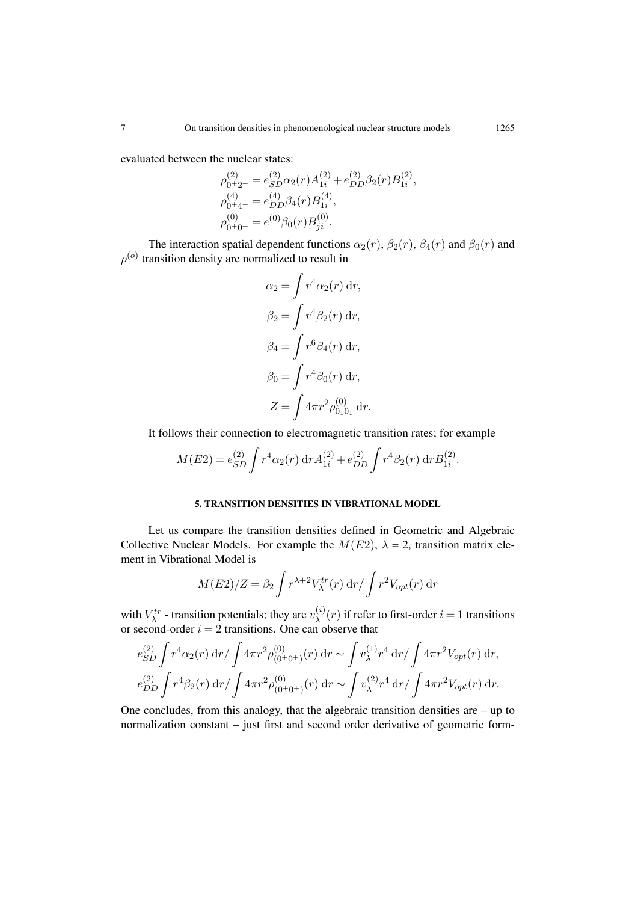evaluated between the nuclear states:

$$\rho^{(2)}_{0^+2^+} = e^{(2)}_{SD}\alpha_2(r)A^{(2)}_{1i} + e^{(2)}_{DD}\beta_2(r)B^{(2)}_{1i},$$
$$\rho^{(4)}_{0^+4^+} = e^{(4)}_{DD}\beta_4(r)B^{(4)}_{1i},$$
$$\rho^{(0)}_{0^+0^+} = e^{(0)}\beta_0(r)B^{(0)}_{ji}.$$

The interaction spatial dependent functions $\alpha_2(r)$, $\beta_2(r)$, $\beta_4(r)$ and $\beta_0(r)$ and $\rho^{(o)}$ transition density are normalized to result in

$$\alpha_2 = \int r^4\alpha_2(r)\,\mathrm{d}r,$$
$$\beta_2 = \int r^4\beta_2(r)\,\mathrm{d}r,$$
$$\beta_4 = \int r^6\beta_4(r)\,\mathrm{d}r,$$
$$\beta_0 = \int r^4\beta_0(r)\,\mathrm{d}r,$$
$$Z = \int 4\pi r^2\rho^{(0)}_{0_10_1}\,\mathrm{d}r.$$

It follows their connection to electromagnetic transition rates; for example

$$M(E2) = e^{(2)}_{SD}\int r^4\alpha_2(r)\,\mathrm{d}rA^{(2)}_{1i} + e^{(2)}_{DD}\int r^4\beta_2(r)\,\mathrm{d}rB^{(2)}_{1i}.$$

## 5. TRANSITION DENSITIES IN VIBRATIONAL MODEL

Let us compare the transition densities defined in Geometric and Algebraic Collective Nuclear Models. For example the $M(E2)$, $\lambda$ = 2, transition matrix element in Vibrational Model is

$$M(E2)/Z = \beta_2\int r^{\lambda+2}V^{tr}_{\lambda}(r)\,\mathrm{d}r/\int r^2V_{opt}(r)\,\mathrm{d}r$$

with $V^{tr}_{\lambda}$ - transition potentials; they are $v^{(i)}_{\lambda}(r)$ if refer to first-order $i = 1$ transitions or second-order $i = 2$ transitions. One can observe that

$$e^{(2)}_{SD}\int r^4\alpha_2(r)\,\mathrm{d}r/\int 4\pi r^2\rho^{(0)}_{(0^+0^+)}(r)\,\mathrm{d}r \sim \int v^{(1)}_{\lambda}r^4\,\mathrm{d}r/\int 4\pi r^2V_{opt}(r)\,\mathrm{d}r,$$
$$e^{(2)}_{DD}\int r^4\beta_2(r)\,\mathrm{d}r/\int 4\pi r^2\rho^{(0)}_{(0^+0^+)}(r)\,\mathrm{d}r \sim \int v^{(2)}_{\lambda}r^4\,\mathrm{d}r/\int 4\pi r^2V_{opt}(r)\,\mathrm{d}r.$$

One concludes, from this analogy, that the algebraic transition densities are – up to normalization constant – just first and second order derivative of geometric form-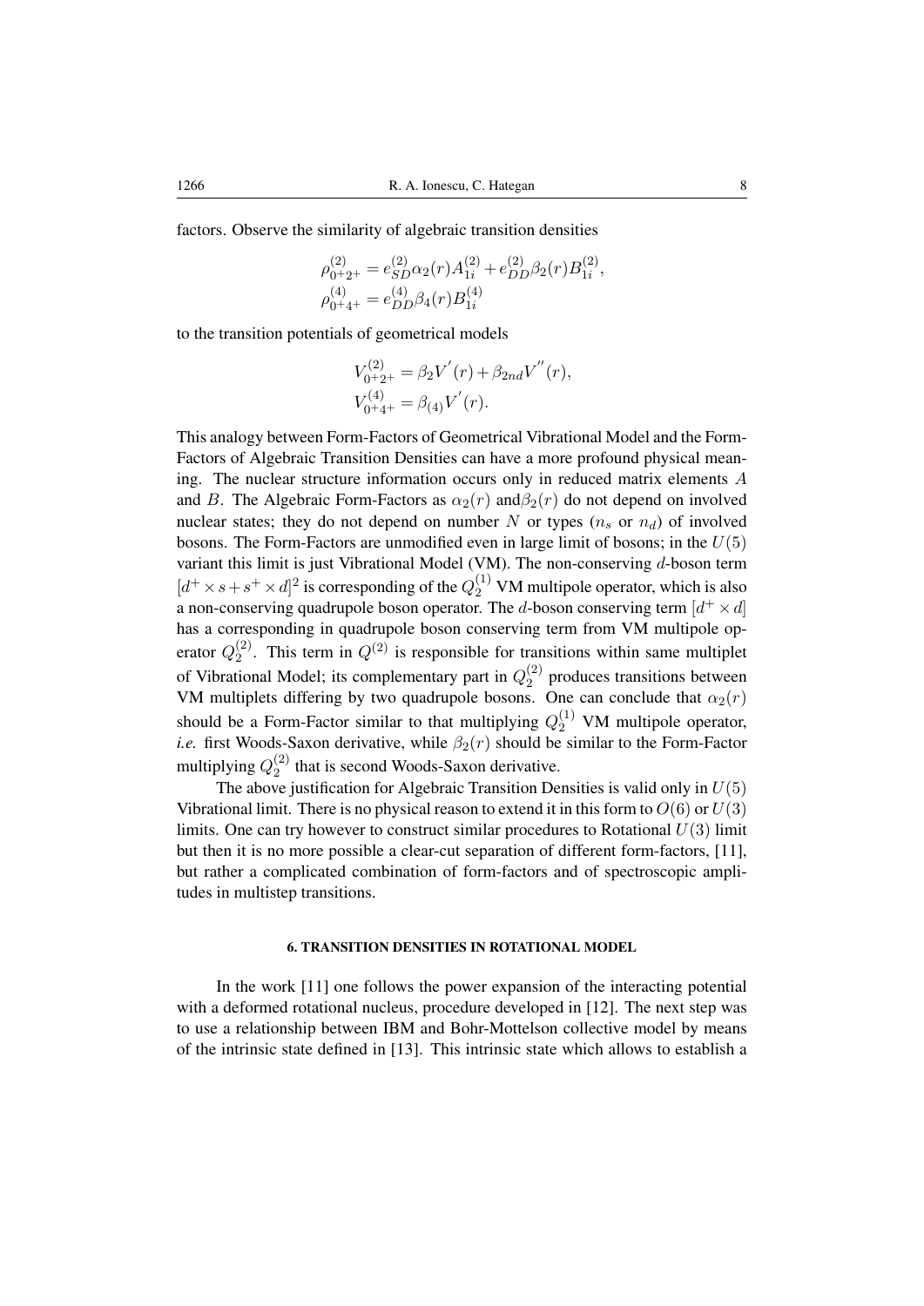factors. Observe the similarity of algebraic transition densities

$$\rho^{(2)}_{0^+2^+} = e^{(2)}_{SD}\alpha_2(r)A^{(2)}_{1i} + e^{(2)}_{DD}\beta_2(r)B^{(2)}_{1i},$$
$$\rho^{(4)}_{0^+4^+} = e^{(4)}_{DD}\beta_4(r)B^{(4)}_{1i}$$

to the transition potentials of geometrical models

$$V^{(2)}_{0^+2^+} = \beta_2 V^{'}(r) + \beta_{2nd} V^{''}(r),$$
$$V^{(4)}_{0^+4^+} = \beta_{(4)} V^{'}(r).$$

This analogy between Form-Factors of Geometrical Vibrational Model and the Form-Factors of Algebraic Transition Densities can have a more profound physical meaning. The nuclear structure information occurs only in reduced matrix elements $A$ and $B$. The Algebraic Form-Factors as $\alpha_2(r)$ and$\beta_2(r)$ do not depend on involved nuclear states; they do not depend on number $N$ or types ($n_s$ or $n_d$) of involved bosons. The Form-Factors are unmodified even in large limit of bosons; in the $U(5)$ variant this limit is just Vibrational Model (VM). The non-conserving $d$-boson term $[d^+ \times s + s^+ \times d]^2$ is corresponding of the $Q^{(1)}_2$ VM multipole operator, which is also a non-conserving quadrupole boson operator. The $d$-boson conserving term $[d^+ \times d]$ has a corresponding in quadrupole boson conserving term from VM multipole operator $Q^{(2)}_2$. This term in $Q^{(2)}$ is responsible for transitions within same multiplet of Vibrational Model; its complementary part in $Q^{(2)}_2$ produces transitions between VM multiplets differing by two quadrupole bosons. One can conclude that $\alpha_2(r)$ should be a Form-Factor similar to that multiplying $Q^{(1)}_2$ VM multipole operator, *i.e.* first Woods-Saxon derivative, while $\beta_2(r)$ should be similar to the Form-Factor multiplying $Q^{(2)}_2$ that is second Woods-Saxon derivative.

The above justification for Algebraic Transition Densities is valid only in $U(5)$ Vibrational limit. There is no physical reason to extend it in this form to $O(6)$ or $U(3)$ limits. One can try however to construct similar procedures to Rotational $U(3)$ limit but then it is no more possible a clear-cut separation of different form-factors, [11], but rather a complicated combination of form-factors and of spectroscopic amplitudes in multistep transitions.

## 6. TRANSITION DENSITIES IN ROTATIONAL MODEL

In the work [11] one follows the power expansion of the interacting potential with a deformed rotational nucleus, procedure developed in [12]. The next step was to use a relationship between IBM and Bohr-Mottelson collective model by means of the intrinsic state defined in [13]. This intrinsic state which allows to establish a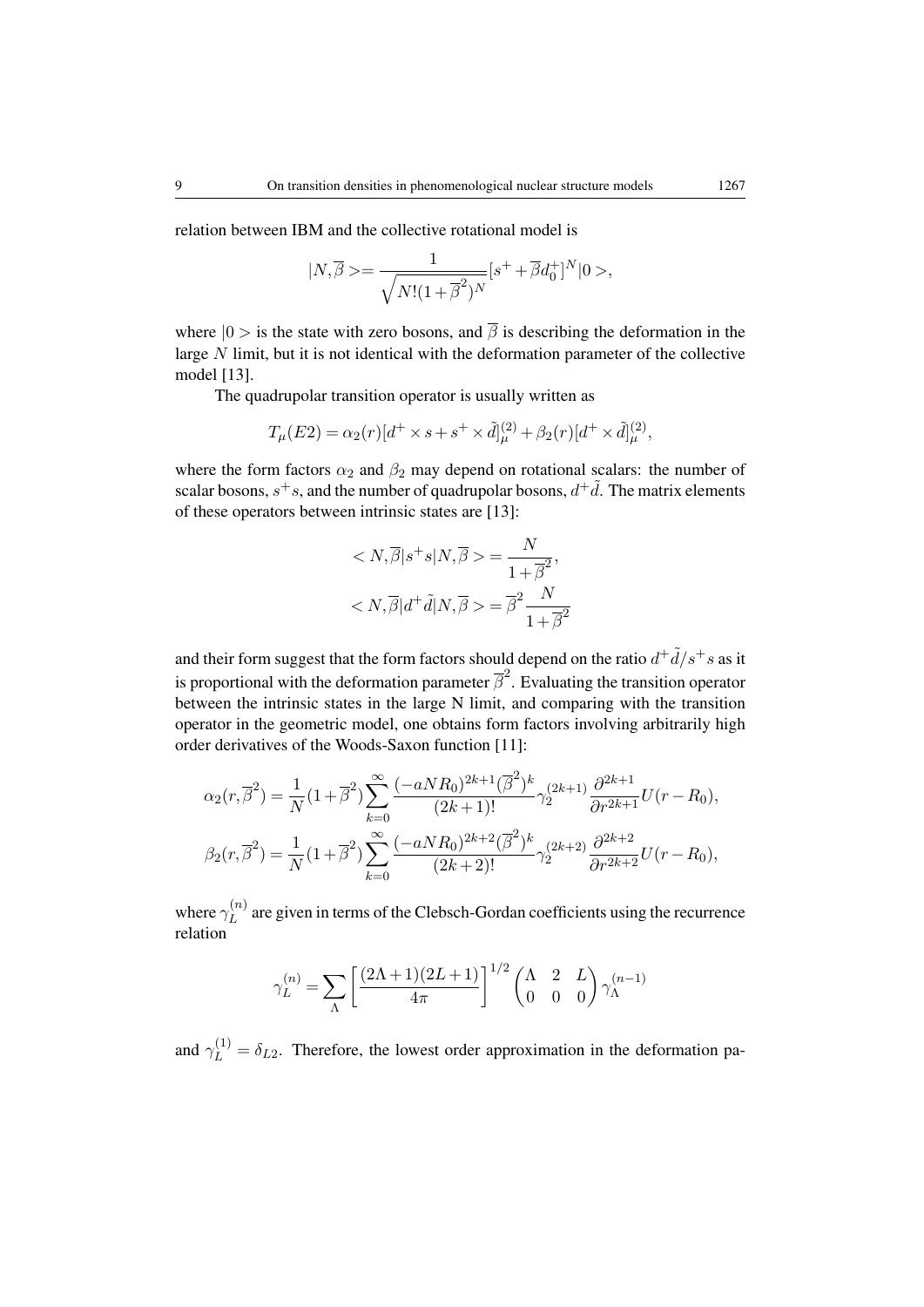relation between IBM and the collective rotational model is

$$|N,\overline{\beta}>= \frac{1}{\sqrt{N!(1+\overline{\beta}^2)^N}}[s^+ + \overline{\beta}d_0^+]^N|0>,$$

where $|0>$ is the state with zero bosons, and $\overline{\beta}$ is describing the deformation in the large $N$ limit, but it is not identical with the deformation parameter of the collective model [13].

The quadrupolar transition operator is usually written as

$$T_\mu(E2) = \alpha_2(r)[d^+ \times s + s^+ \times \tilde{d}]^{(2)}_\mu + \beta_2(r)[d^+ \times \tilde{d}]^{(2)}_\mu,$$

where the form factors $\alpha_2$ and $\beta_2$ may depend on rotational scalars: the number of scalar bosons, $s^+s$, and the number of quadrupolar bosons, $d^+\tilde{d}$. The matrix elements of these operators between intrinsic states are [13]:

$$< N,\overline{\beta}|s^+s|N,\overline{\beta}> = \frac{N}{1+\overline{\beta}^2},$$

$$< N,\overline{\beta}|d^+\tilde{d}|N,\overline{\beta}> = \overline{\beta}^2\frac{N}{1+\overline{\beta}^2}$$

and their form suggest that the form factors should depend on the ratio $d^+\tilde{d}/s^+s$ as it is proportional with the deformation parameter $\overline{\beta}^2$. Evaluating the transition operator between the intrinsic states in the large N limit, and comparing with the transition operator in the geometric model, one obtains form factors involving arbitrarily high order derivatives of the Woods-Saxon function [11]:

$$\alpha_2(r,\overline{\beta}^2) = \frac{1}{N}(1+\overline{\beta}^2)\sum_{k=0}^{\infty}\frac{(-aNR_0)^{2k+1}(\overline{\beta}^2)^k}{(2k+1)!}\gamma_2^{(2k+1)}\frac{\partial^{2k+1}}{\partial r^{2k+1}}U(r-R_0),$$

$$\beta_2(r,\overline{\beta}^2) = \frac{1}{N}(1+\overline{\beta}^2)\sum_{k=0}^{\infty}\frac{(-aNR_0)^{2k+2}(\overline{\beta}^2)^k}{(2k+2)!}\gamma_2^{(2k+2)}\frac{\partial^{2k+2}}{\partial r^{2k+2}}U(r-R_0),$$

where $\gamma_L^{(n)}$ are given in terms of the Clebsch-Gordan coefficients using the recurrence relation

$$\gamma_L^{(n)} = \sum_\Lambda \left[\frac{(2\Lambda+1)(2L+1)}{4\pi}\right]^{1/2}\begin{pmatrix}\Lambda & 2 & L\\ 0 & 0 & 0\end{pmatrix}\gamma_\Lambda^{(n-1)}$$

and $\gamma_L^{(1)} = \delta_{L2}$. Therefore, the lowest order approximation in the deformation pa-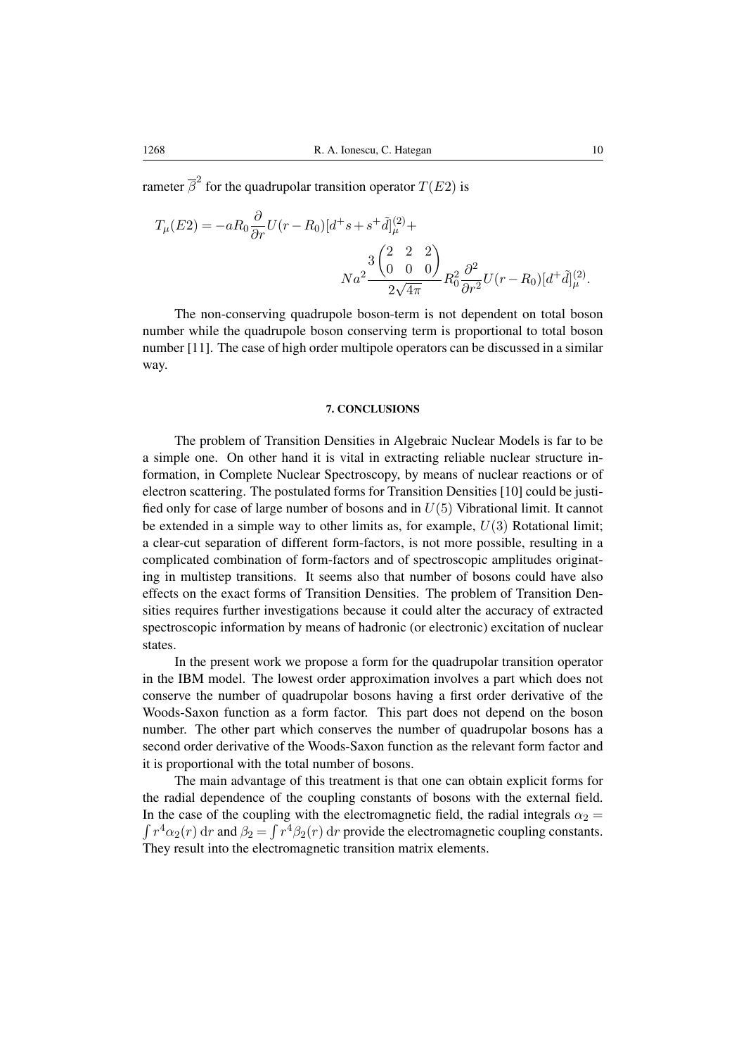rameter $\overline{\beta}^2$ for the quadrupolar transition operator $T(E2)$ is

$$T_\mu(E2) = -aR_0 \frac{\partial}{\partial r} U(r-R_0)[d^+ s + s^+ \tilde{d}]^{(2)}_\mu + \\ Na^2 \frac{3\begin{pmatrix} 2 & 2 & 2 \\ 0 & 0 & 0 \end{pmatrix}}{2\sqrt{4\pi}} R_0^2 \frac{\partial^2}{\partial r^2} U(r-R_0)[d^+ \tilde{d}]^{(2)}_\mu .$$

The non-conserving quadrupole boson-term is not dependent on total boson number while the quadrupole boson conserving term is proportional to total boson number [11]. The case of high order multipole operators can be discussed in a similar way.

## 7. CONCLUSIONS

The problem of Transition Densities in Algebraic Nuclear Models is far to be a simple one. On other hand it is vital in extracting reliable nuclear structure information, in Complete Nuclear Spectroscopy, by means of nuclear reactions or of electron scattering. The postulated forms for Transition Densities [10] could be justified only for case of large number of bosons and in $U(5)$ Vibrational limit. It cannot be extended in a simple way to other limits as, for example, $U(3)$ Rotational limit; a clear-cut separation of different form-factors, is not more possible, resulting in a complicated combination of form-factors and of spectroscopic amplitudes originating in multistep transitions. It seems also that number of bosons could have also effects on the exact forms of Transition Densities. The problem of Transition Densities requires further investigations because it could alter the accuracy of extracted spectroscopic information by means of hadronic (or electronic) excitation of nuclear states.

In the present work we propose a form for the quadrupolar transition operator in the IBM model. The lowest order approximation involves a part which does not conserve the number of quadrupolar bosons having a first order derivative of the Woods-Saxon function as a form factor. This part does not depend on the boson number. The other part which conserves the number of quadrupolar bosons has a second order derivative of the Woods-Saxon function as the relevant form factor and it is proportional with the total number of bosons.

The main advantage of this treatment is that one can obtain explicit forms for the radial dependence of the coupling constants of bosons with the external field. In the case of the coupling with the electromagnetic field, the radial integrals $\alpha_2 = \int r^4 \alpha_2(r)\,\mathrm{d}r$ and $\beta_2 = \int r^4 \beta_2(r)\,\mathrm{d}r$ provide the electromagnetic coupling constants. They result into the electromagnetic transition matrix elements.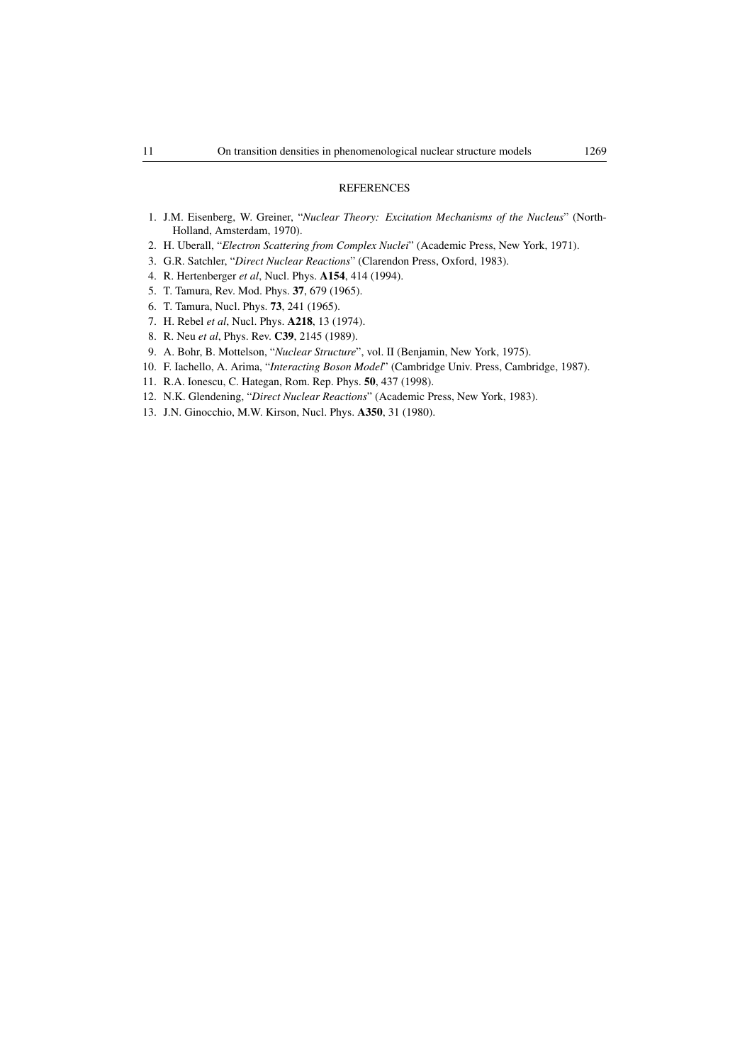## REFERENCES

1. J.M. Eisenberg, W. Greiner, "*Nuclear Theory: Excitation Mechanisms of the Nucleus*" (North-Holland, Amsterdam, 1970).
2. H. Uberall, "*Electron Scattering from Complex Nuclei*" (Academic Press, New York, 1971).
3. G.R. Satchler, "*Direct Nuclear Reactions*" (Clarendon Press, Oxford, 1983).
4. R. Hertenberger *et al*, Nucl. Phys. **A154**, 414 (1994).
5. T. Tamura, Rev. Mod. Phys. **37**, 679 (1965).
6. T. Tamura, Nucl. Phys. **73**, 241 (1965).
7. H. Rebel *et al*, Nucl. Phys. **A218**, 13 (1974).
8. R. Neu *et al*, Phys. Rev. **C39**, 2145 (1989).
9. A. Bohr, B. Mottelson, "*Nuclear Structure*", vol. II (Benjamin, New York, 1975).
10. F. Iachello, A. Arima, "*Interacting Boson Model*" (Cambridge Univ. Press, Cambridge, 1987).
11. R.A. Ionescu, C. Hategan, Rom. Rep. Phys. **50**, 437 (1998).
12. N.K. Glendening, "*Direct Nuclear Reactions*" (Academic Press, New York, 1983).
13. J.N. Ginocchio, M.W. Kirson, Nucl. Phys. **A350**, 31 (1980).